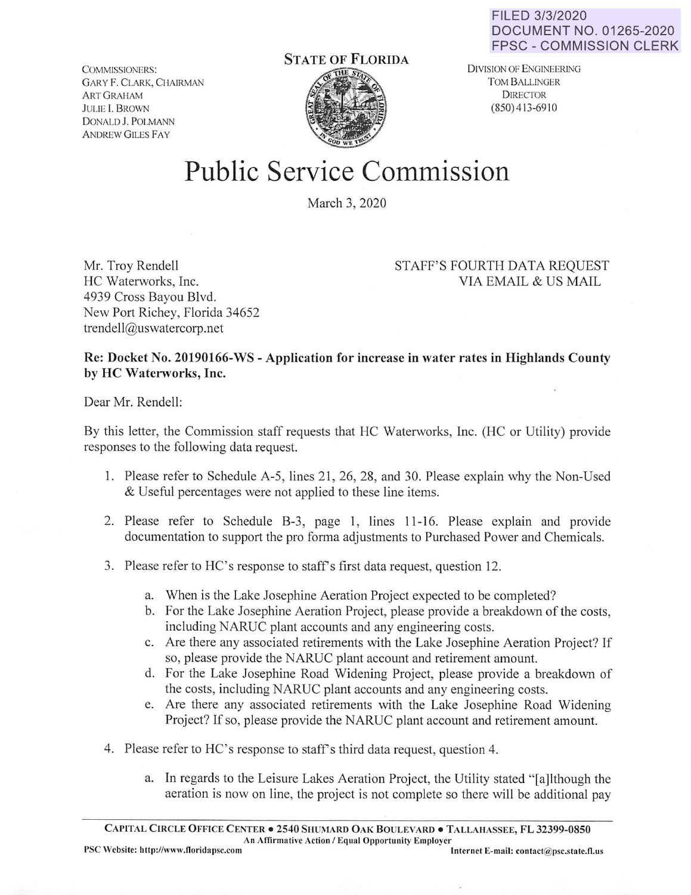FILED 3/3/2020
DOCUMENT NO. 01265-2020
FPSC - COMMISSION CLERK

COMMISSIONERS:
GARY F. CLARK, CHAIRMAN
ART GRAHAM
JULIE I. BROWN
DONALD J. POLMANN
ANDREW GILES FAY

STATE OF FLORIDA

DIVISION OF ENGINEERING
TOM BALLINGER
DIRECTOR
(850) 413-6910

# Public Service Commission

March 3, 2020

Mr. Troy Rendell
HC Waterworks, Inc.
4939 Cross Bayou Blvd.
New Port Richey, Florida 34652
trendell@uswatercorp.net

STAFF'S FOURTH DATA REQUEST
VIA EMAIL & US MAIL

**Re: Docket No. 20190166-WS - Application for increase in water rates in Highlands County by HC Waterworks, Inc.**

Dear Mr. Rendell:

By this letter, the Commission staff requests that HC Waterworks, Inc. (HC or Utility) provide responses to the following data request.

1. Please refer to Schedule A-5, lines 21, 26, 28, and 30. Please explain why the Non-Used & Useful percentages were not applied to these line items.

2. Please refer to Schedule B-3, page 1, lines 11-16. Please explain and provide documentation to support the pro forma adjustments to Purchased Power and Chemicals.

3. Please refer to HC's response to staff's first data request, question 12.

   a. When is the Lake Josephine Aeration Project expected to be completed?
   b. For the Lake Josephine Aeration Project, please provide a breakdown of the costs, including NARUC plant accounts and any engineering costs.
   c. Are there any associated retirements with the Lake Josephine Aeration Project? If so, please provide the NARUC plant account and retirement amount.
   d. For the Lake Josephine Road Widening Project, please provide a breakdown of the costs, including NARUC plant accounts and any engineering costs.
   e. Are there any associated retirements with the Lake Josephine Road Widening Project? If so, please provide the NARUC plant account and retirement amount.

4. Please refer to HC's response to staff's third data request, question 4.

   a. In regards to the Leisure Lakes Aeration Project, the Utility stated "[a]lthough the aeration is now on line, the project is not complete so there will be additional pay

CAPITAL CIRCLE OFFICE CENTER • 2540 SHUMARD OAK BOULEVARD • TALLAHASSEE, FL 32399-0850
An Affirmative Action / Equal Opportunity Employer
PSC Website: http://www.floridapsc.com Internet E-mail: contact@psc.state.fl.us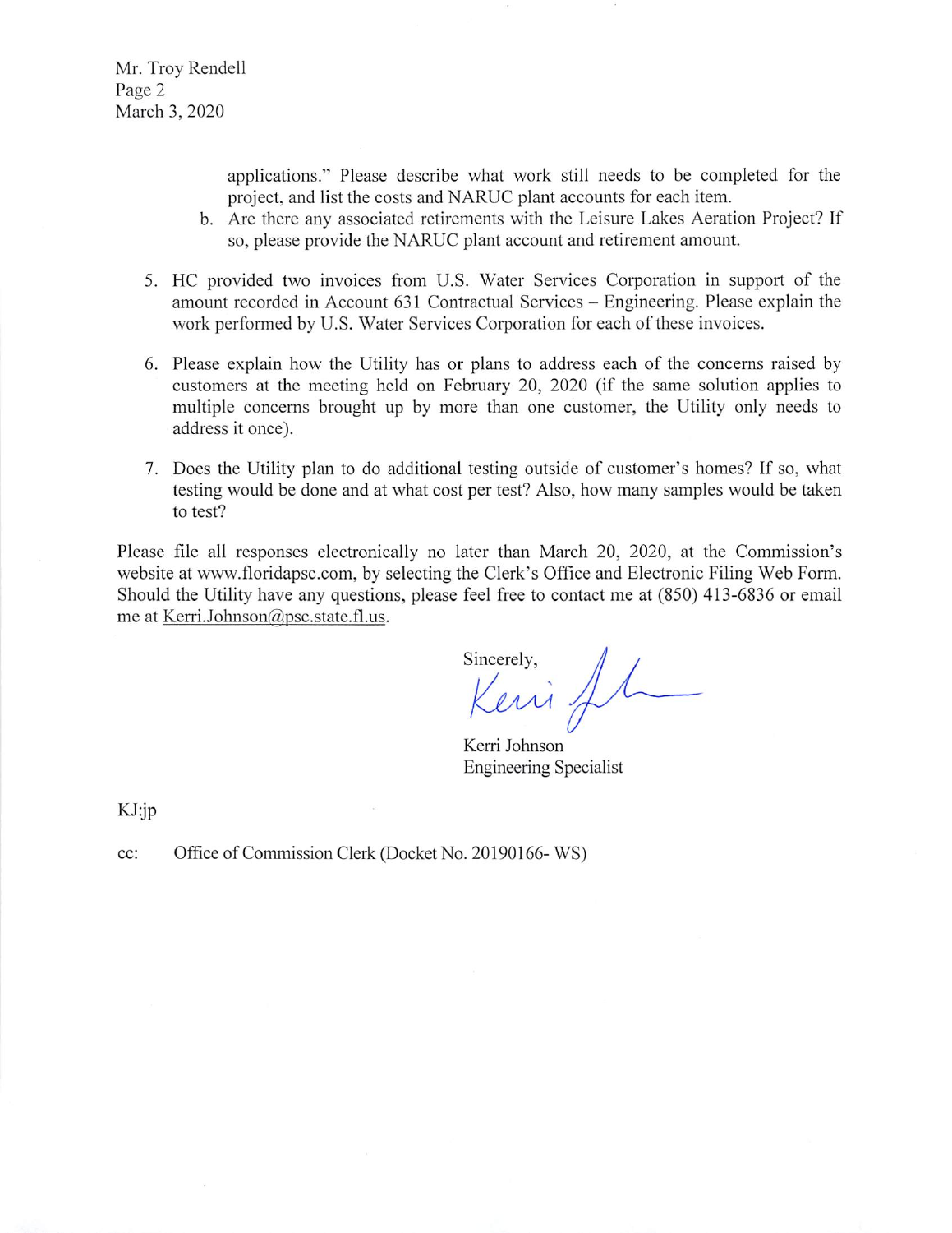applications." Please describe what work still needs to be completed for the project, and list the costs and NARUC plant accounts for each item.

b. Are there any associated retirements with the Leisure Lakes Aeration Project? If so, please provide the NARUC plant account and retirement amount.

5. HC provided two invoices from U.S. Water Services Corporation in support of the amount recorded in Account 631 Contractual Services – Engineering. Please explain the work performed by U.S. Water Services Corporation for each of these invoices.

6. Please explain how the Utility has or plans to address each of the concerns raised by customers at the meeting held on February 20, 2020 (if the same solution applies to multiple concerns brought up by more than one customer, the Utility only needs to address it once).

7. Does the Utility plan to do additional testing outside of customer's homes? If so, what testing would be done and at what cost per test? Also, how many samples would be taken to test?

Please file all responses electronically no later than March 20, 2020, at the Commission's website at www.floridapsc.com, by selecting the Clerk's Office and Electronic Filing Web Form. Should the Utility have any questions, please feel free to contact me at (850) 413-6836 or email me at Kerri.Johnson@psc.state.fl.us.

Sincerely,

Kerri Johnson
Engineering Specialist

KJ:jp

cc: Office of Commission Clerk (Docket No. 20190166- WS)